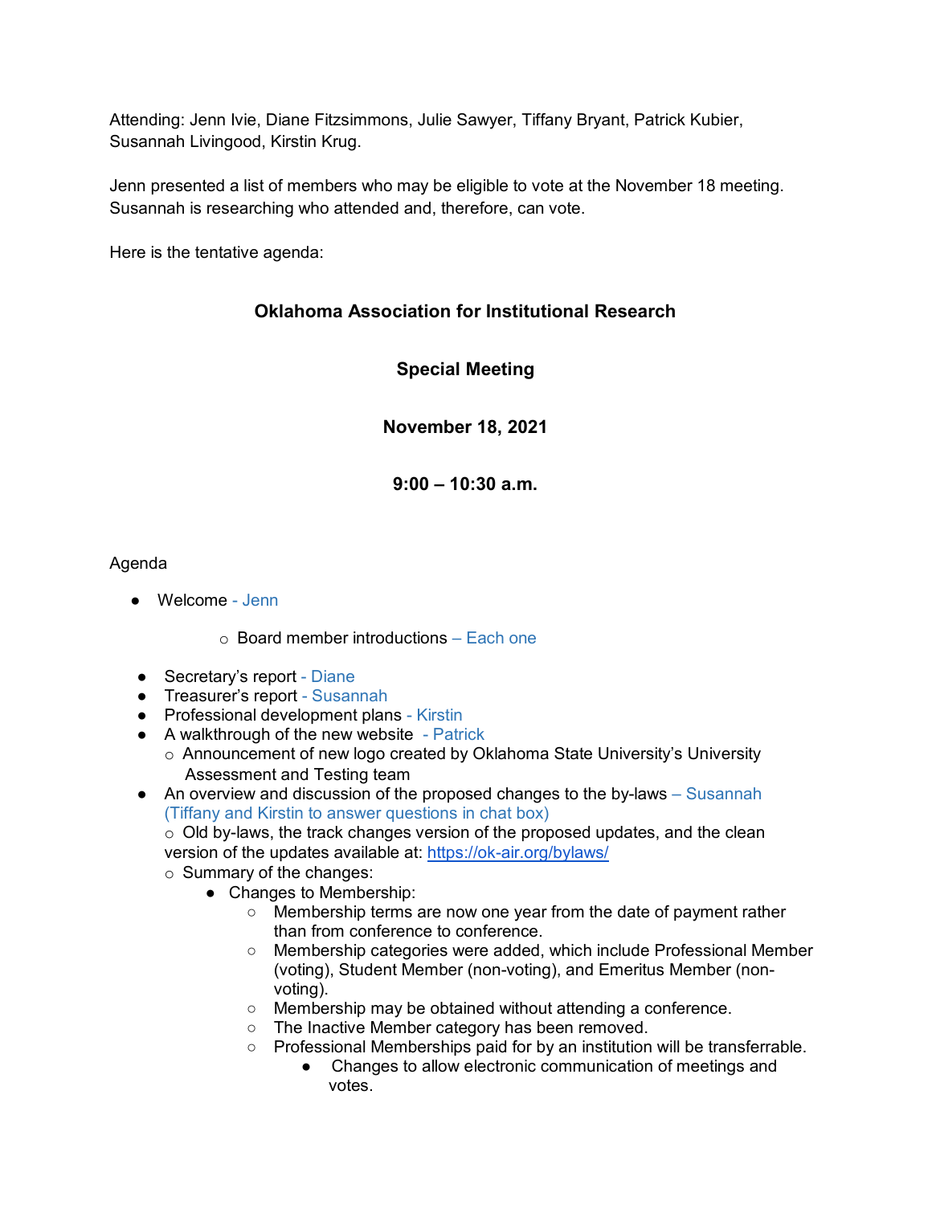Attending: Jenn Ivie, Diane Fitzsimmons, Julie Sawyer, Tiffany Bryant, Patrick Kubier, Susannah Livingood, Kirstin Krug.

Jenn presented a list of members who may be eligible to vote at the November 18 meeting. Susannah is researching who attended and, therefore, can vote.

Here is the tentative agenda:

**Oklahoma Association for Institutional Research**

**Special Meeting**

**November 18, 2021**

**9:00 – 10:30 a.m.**

Agenda

- Welcome - Jenn
  - Board member introductions – Each one
- Secretary's report - Diane
- Treasurer's report - Susannah
- Professional development plans - Kirstin
- A walkthrough of the new website - Patrick
  - Announcement of new logo created by Oklahoma State University's University Assessment and Testing team
- An overview and discussion of the proposed changes to the by-laws – Susannah (Tiffany and Kirstin to answer questions in chat box)
  - Old by-laws, the track changes version of the proposed updates, and the clean version of the updates available at: https://ok-air.org/bylaws/
  - Summary of the changes:
    - Changes to Membership:
      - Membership terms are now one year from the date of payment rather than from conference to conference.
      - Membership categories were added, which include Professional Member (voting), Student Member (non-voting), and Emeritus Member (non-voting).
      - Membership may be obtained without attending a conference.
      - The Inactive Member category has been removed.
      - Professional Memberships paid for by an institution will be transferrable.
        - Changes to allow electronic communication of meetings and votes.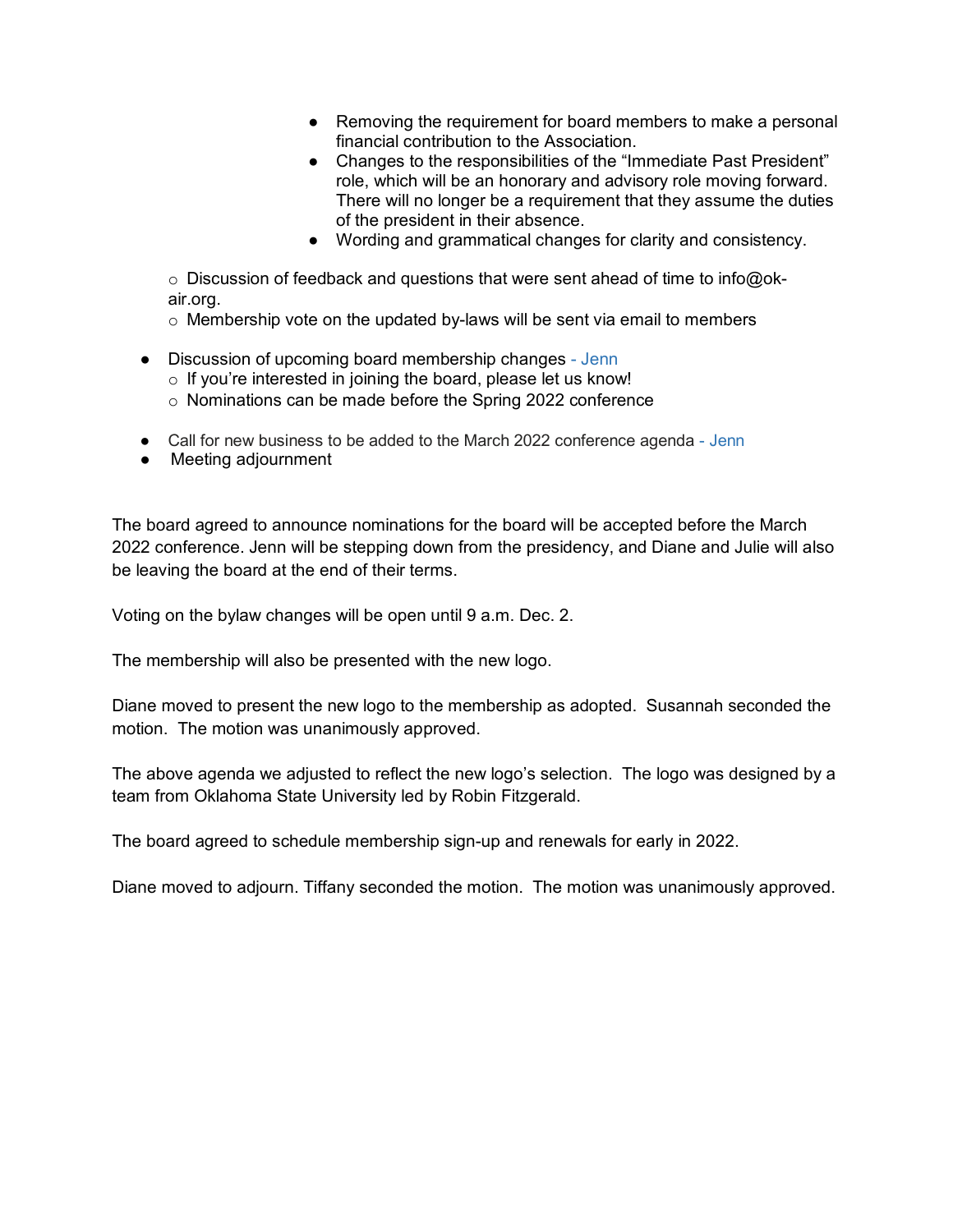- Removing the requirement for board members to make a personal financial contribution to the Association.
- Changes to the responsibilities of the "Immediate Past President" role, which will be an honorary and advisory role moving forward. There will no longer be a requirement that they assume the duties of the president in their absence.
- Wording and grammatical changes for clarity and consistency.

  - Discussion of feedback and questions that were sent ahead of time to info@ok-air.org.
  - Membership vote on the updated by-laws will be sent via email to members

- Discussion of upcoming board membership changes - Jenn
  - If you're interested in joining the board, please let us know!
  - Nominations can be made before the Spring 2022 conference

- Call for new business to be added to the March 2022 conference agenda - Jenn
- Meeting adjournment

The board agreed to announce nominations for the board will be accepted before the March 2022 conference. Jenn will be stepping down from the presidency, and Diane and Julie will also be leaving the board at the end of their terms.

Voting on the bylaw changes will be open until 9 a.m. Dec. 2.

The membership will also be presented with the new logo.

Diane moved to present the new logo to the membership as adopted. Susannah seconded the motion. The motion was unanimously approved.

The above agenda we adjusted to reflect the new logo's selection. The logo was designed by a team from Oklahoma State University led by Robin Fitzgerald.

The board agreed to schedule membership sign-up and renewals for early in 2022.

Diane moved to adjourn. Tiffany seconded the motion. The motion was unanimously approved.